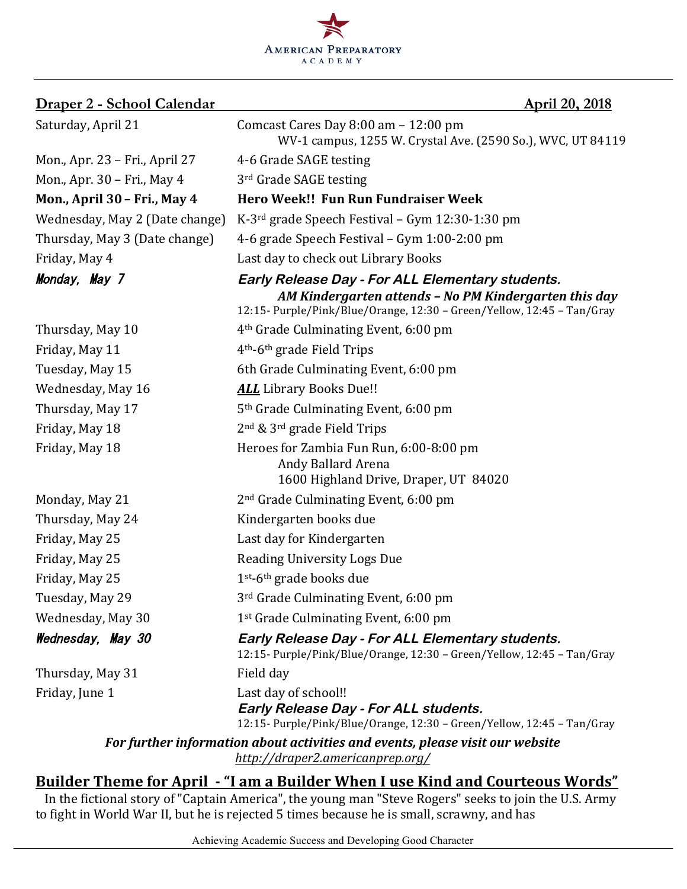AMERICAN PREPARATORY ACADEMY

## Draper 2 - School Calendar — April 20, 2018

| Date | Event |
|---|---|
| Saturday, April 21 | Comcast Cares Day 8:00 am – 12:00 pm<br>WV-1 campus, 1255 W. Crystal Ave. (2590 So.), WVC, UT 84119 |
| Mon., Apr. 23 – Fri., April 27 | 4-6 Grade SAGE testing |
| Mon., Apr. 30 – Fri., May 4 | 3rd Grade SAGE testing |
| **Mon., April 30 – Fri., May 4** | **Hero Week!! Fun Run Fundraiser Week** |
| Wednesday, May 2 (Date change) | K-3rd grade Speech Festival – Gym 12:30-1:30 pm |
| Thursday, May 3 (Date change) | 4-6 grade Speech Festival – Gym 1:00-2:00 pm |
| Friday, May 4 | Last day to check out Library Books |
| ***Monday, May 7*** | ***Early Release Day - For ALL Elementary students.***<br>***AM Kindergarten attends – No PM Kindergarten this day***<br>12:15- Purple/Pink/Blue/Orange, 12:30 – Green/Yellow, 12:45 – Tan/Gray |
| Thursday, May 10 | 4th Grade Culminating Event, 6:00 pm |
| Friday, May 11 | 4th-6th grade Field Trips |
| Tuesday, May 15 | 6th Grade Culminating Event, 6:00 pm |
| Wednesday, May 16 | ***ALL*** Library Books Due!! |
| Thursday, May 17 | 5th Grade Culminating Event, 6:00 pm |
| Friday, May 18 | 2nd & 3rd grade Field Trips |
| Friday, May 18 | Heroes for Zambia Fun Run, 6:00-8:00 pm<br>Andy Ballard Arena<br>1600 Highland Drive, Draper, UT 84020 |
| Monday, May 21 | 2nd Grade Culminating Event, 6:00 pm |
| Thursday, May 24 | Kindergarten books due |
| Friday, May 25 | Last day for Kindergarten |
| Friday, May 25 | Reading University Logs Due |
| Friday, May 25 | 1st-6th grade books due |
| Tuesday, May 29 | 3rd Grade Culminating Event, 6:00 pm |
| Wednesday, May 30 | 1st Grade Culminating Event, 6:00 pm |
| ***Wednesday, May 30*** | ***Early Release Day - For ALL Elementary students.***<br>12:15- Purple/Pink/Blue/Orange, 12:30 – Green/Yellow, 12:45 – Tan/Gray |
| Thursday, May 31 | Field day |
| Friday, June 1 | Last day of school!!<br>***Early Release Day - For ALL students.***<br>12:15- Purple/Pink/Blue/Orange, 12:30 – Green/Yellow, 12:45 – Tan/Gray |

***For further information about activities and events, please visit our website***
*http://draper2.americanprep.org/*

## Builder Theme for April - "I am a Builder When I use Kind and Courteous Words"

In the fictional story of "Captain America", the young man "Steve Rogers" seeks to join the U.S. Army to fight in World War II, but he is rejected 5 times because he is small, scrawny, and has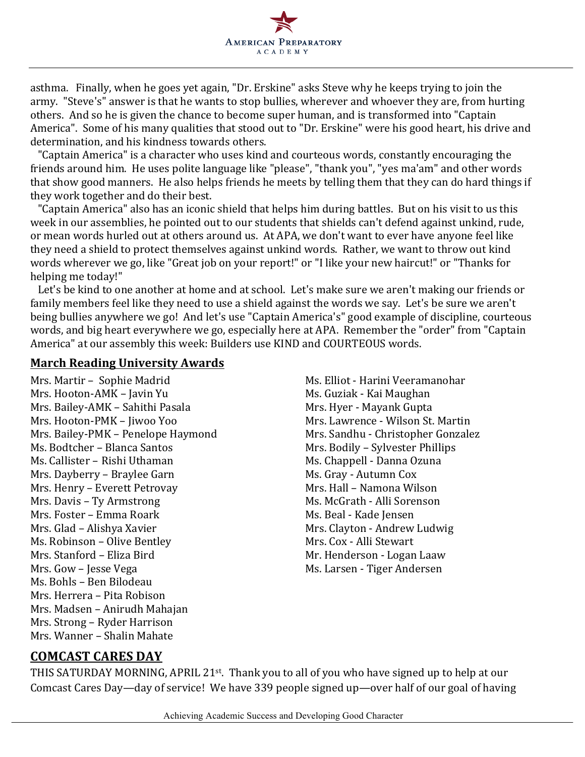asthma. Finally, when he goes yet again, "Dr. Erskine" asks Steve why he keeps trying to join the army. "Steve's" answer is that he wants to stop bullies, wherever and whoever they are, from hurting others. And so he is given the chance to become super human, and is transformed into "Captain America". Some of his many qualities that stood out to "Dr. Erskine" were his good heart, his drive and determination, and his kindness towards others.

"Captain America" is a character who uses kind and courteous words, constantly encouraging the friends around him. He uses polite language like "please", "thank you", "yes ma'am" and other words that show good manners. He also helps friends he meets by telling them that they can do hard things if they work together and do their best.

"Captain America" also has an iconic shield that helps him during battles. But on his visit to us this week in our assemblies, he pointed out to our students that shields can't defend against unkind, rude, or mean words hurled out at others around us. At APA, we don't want to ever have anyone feel like they need a shield to protect themselves against unkind words. Rather, we want to throw out kind words wherever we go, like "Great job on your report!" or "I like your new haircut!" or "Thanks for helping me today!"

Let's be kind to one another at home and at school. Let's make sure we aren't making our friends or family members feel like they need to use a shield against the words we say. Let's be sure we aren't being bullies anywhere we go! And let's use "Captain America's" good example of discipline, courteous words, and big heart everywhere we go, especially here at APA. Remember the "order" from "Captain America" at our assembly this week: Builders use KIND and COURTEOUS words.

## March Reading University Awards

Mrs. Martir – Sophie Madrid
Mrs. Hooton-AMK – Javin Yu
Mrs. Bailey-AMK – Sahithi Pasala
Mrs. Hooton-PMK – Jiwoo Yoo
Mrs. Bailey-PMK – Penelope Haymond
Ms. Bodtcher – Blanca Santos
Ms. Callister – Rishi Uthaman
Mrs. Dayberry – Braylee Garn
Mrs. Henry – Everett Petrovay
Mrs. Davis – Ty Armstrong
Mrs. Foster – Emma Roark
Mrs. Glad – Alishya Xavier
Ms. Robinson – Olive Bentley
Mrs. Stanford – Eliza Bird
Mrs. Gow – Jesse Vega
Ms. Bohls – Ben Bilodeau
Mrs. Herrera – Pita Robison
Mrs. Madsen – Anirudh Mahajan
Mrs. Strong – Ryder Harrison
Mrs. Wanner – Shalin Mahate
Ms. Elliot - Harini Veeramanohar
Ms. Guziak - Kai Maughan
Mrs. Hyer - Mayank Gupta
Mrs. Lawrence - Wilson St. Martin
Mrs. Sandhu - Christopher Gonzalez
Mrs. Bodily – Sylvester Phillips
Ms. Chappell - Danna Ozuna
Ms. Gray - Autumn Cox
Mrs. Hall – Namona Wilson
Ms. McGrath - Alli Sorenson
Ms. Beal - Kade Jensen
Mrs. Clayton - Andrew Ludwig
Mrs. Cox - Alli Stewart
Mr. Henderson - Logan Laaw
Ms. Larsen - Tiger Andersen

## COMCAST CARES DAY

THIS SATURDAY MORNING, APRIL 21st. Thank you to all of you who have signed up to help at our Comcast Cares Day—day of service! We have 339 people signed up—over half of our goal of having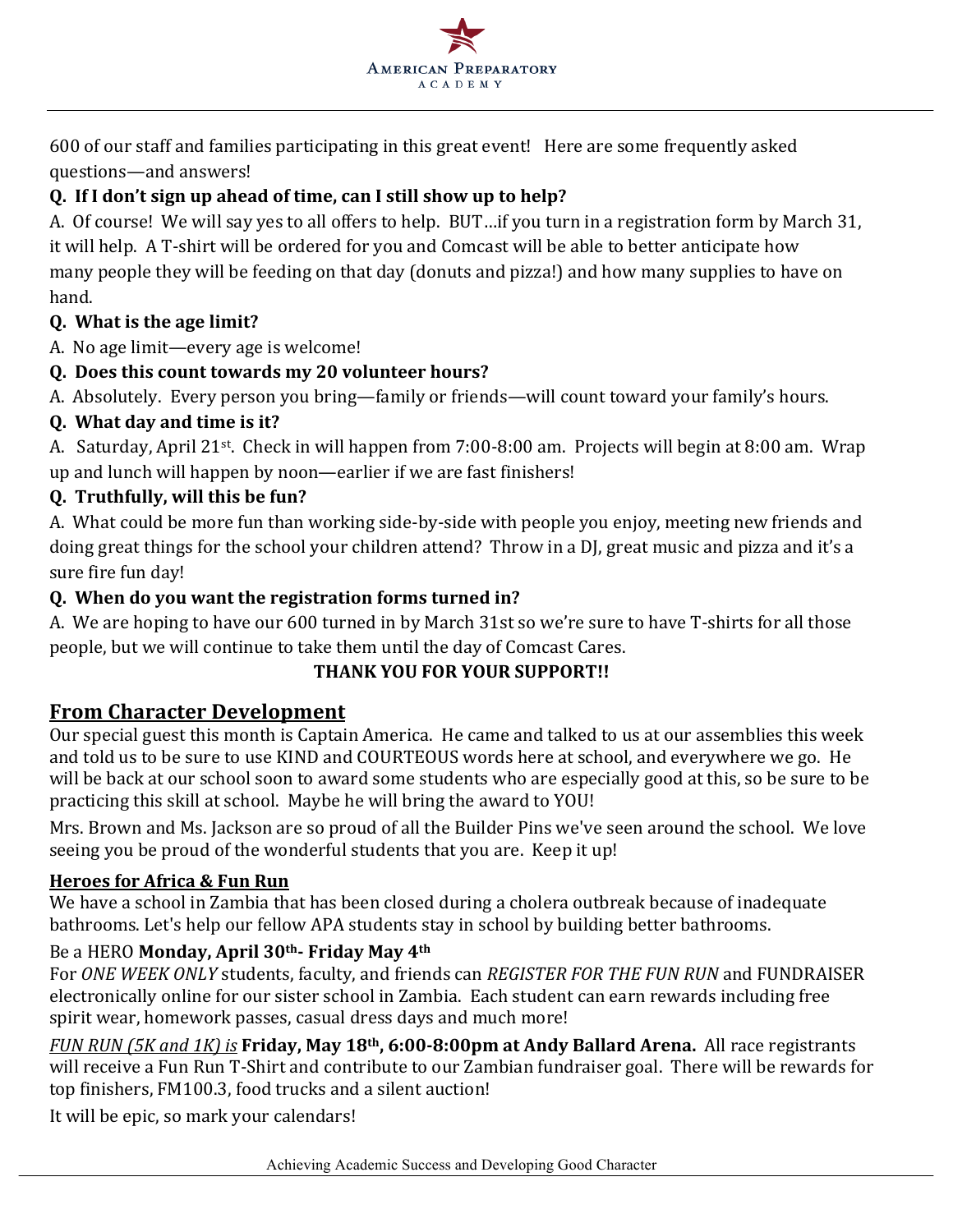600 of our staff and families participating in this great event! Here are some frequently asked questions—and answers!

**Q. If I don't sign up ahead of time, can I still show up to help?**

A. Of course! We will say yes to all offers to help. BUT…if you turn in a registration form by March 31, it will help. A T-shirt will be ordered for you and Comcast will be able to better anticipate how many people they will be feeding on that day (donuts and pizza!) and how many supplies to have on hand.

**Q. What is the age limit?**

A. No age limit—every age is welcome!

**Q. Does this count towards my 20 volunteer hours?**

A. Absolutely. Every person you bring—family or friends—will count toward your family's hours.

**Q. What day and time is it?**

A. Saturday, April 21st. Check in will happen from 7:00-8:00 am. Projects will begin at 8:00 am. Wrap up and lunch will happen by noon—earlier if we are fast finishers!

**Q. Truthfully, will this be fun?**

A. What could be more fun than working side-by-side with people you enjoy, meeting new friends and doing great things for the school your children attend? Throw in a DJ, great music and pizza and it's a sure fire fun day!

**Q. When do you want the registration forms turned in?**

A. We are hoping to have our 600 turned in by March 31st so we're sure to have T-shirts for all those people, but we will continue to take them until the day of Comcast Cares.

**THANK YOU FOR YOUR SUPPORT!!**

## From Character Development

Our special guest this month is Captain America. He came and talked to us at our assemblies this week and told us to be sure to use KIND and COURTEOUS words here at school, and everywhere we go. He will be back at our school soon to award some students who are especially good at this, so be sure to be practicing this skill at school. Maybe he will bring the award to YOU!

Mrs. Brown and Ms. Jackson are so proud of all the Builder Pins we've seen around the school. We love seeing you be proud of the wonderful students that you are. Keep it up!

### Heroes for Africa & Fun Run

We have a school in Zambia that has been closed during a cholera outbreak because of inadequate bathrooms. Let's help our fellow APA students stay in school by building better bathrooms.

Be a HERO **Monday, April 30th- Friday May 4th**

For *ONE WEEK ONLY* students, faculty, and friends can *REGISTER FOR THE FUN RUN* and FUNDRAISER electronically online for our sister school in Zambia. Each student can earn rewards including free spirit wear, homework passes, casual dress days and much more!

*FUN RUN (5K and 1K) is* **Friday, May 18th, 6:00-8:00pm at Andy Ballard Arena.** All race registrants will receive a Fun Run T-Shirt and contribute to our Zambian fundraiser goal. There will be rewards for top finishers, FM100.3, food trucks and a silent auction!

It will be epic, so mark your calendars!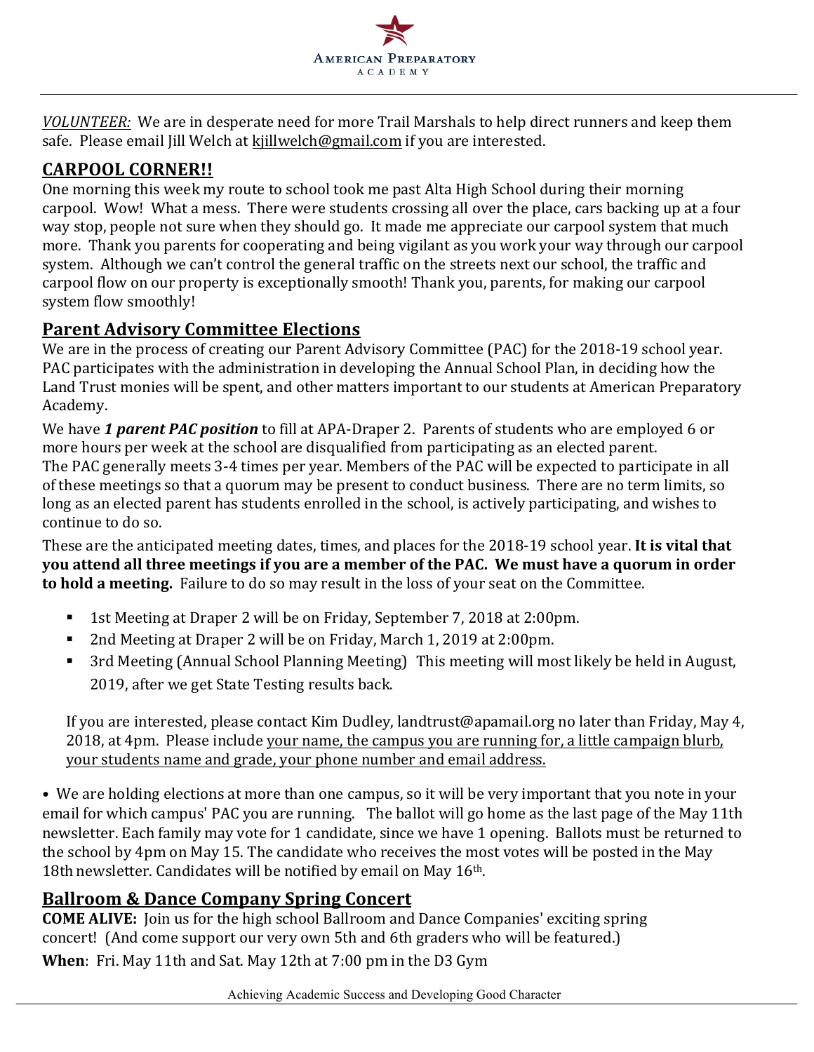*VOLUNTEER:* We are in desperate need for more Trail Marshals to help direct runners and keep them safe. Please email Jill Welch at kjillwelch@gmail.com if you are interested.

## CARPOOL CORNER!!

One morning this week my route to school took me past Alta High School during their morning carpool. Wow! What a mess. There were students crossing all over the place, cars backing up at a four way stop, people not sure when they should go. It made me appreciate our carpool system that much more. Thank you parents for cooperating and being vigilant as you work your way through our carpool system. Although we can't control the general traffic on the streets next our school, the traffic and carpool flow on our property is exceptionally smooth! Thank you, parents, for making our carpool system flow smoothly!

## Parent Advisory Committee Elections

We are in the process of creating our Parent Advisory Committee (PAC) for the 2018-19 school year. PAC participates with the administration in developing the Annual School Plan, in deciding how the Land Trust monies will be spent, and other matters important to our students at American Preparatory Academy.

We have ***1 parent PAC position*** to fill at APA-Draper 2. Parents of students who are employed 6 or more hours per week at the school are disqualified from participating as an elected parent. The PAC generally meets 3-4 times per year. Members of the PAC will be expected to participate in all of these meetings so that a quorum may be present to conduct business. There are no term limits, so long as an elected parent has students enrolled in the school, is actively participating, and wishes to continue to do so.

These are the anticipated meeting dates, times, and places for the 2018-19 school year. **It is vital that you attend all three meetings if you are a member of the PAC. We must have a quorum in order to hold a meeting.** Failure to do so may result in the loss of your seat on the Committee.

- 1st Meeting at Draper 2 will be on Friday, September 7, 2018 at 2:00pm.
- 2nd Meeting at Draper 2 will be on Friday, March 1, 2019 at 2:00pm.
- 3rd Meeting (Annual School Planning Meeting) This meeting will most likely be held in August, 2019, after we get State Testing results back.

If you are interested, please contact Kim Dudley, landtrust@apamail.org no later than Friday, May 4, 2018, at 4pm. Please include your name, the campus you are running for, a little campaign blurb, your students name and grade, your phone number and email address.

• We are holding elections at more than one campus, so it will be very important that you note in your email for which campus' PAC you are running. The ballot will go home as the last page of the May 11th newsletter. Each family may vote for 1 candidate, since we have 1 opening. Ballots must be returned to the school by 4pm on May 15. The candidate who receives the most votes will be posted in the May 18th newsletter. Candidates will be notified by email on May 16th.

## Ballroom & Dance Company Spring Concert

**COME ALIVE:** Join us for the high school Ballroom and Dance Companies' exciting spring concert! (And come support our very own 5th and 6th graders who will be featured.)

**When**: Fri. May 11th and Sat. May 12th at 7:00 pm in the D3 Gym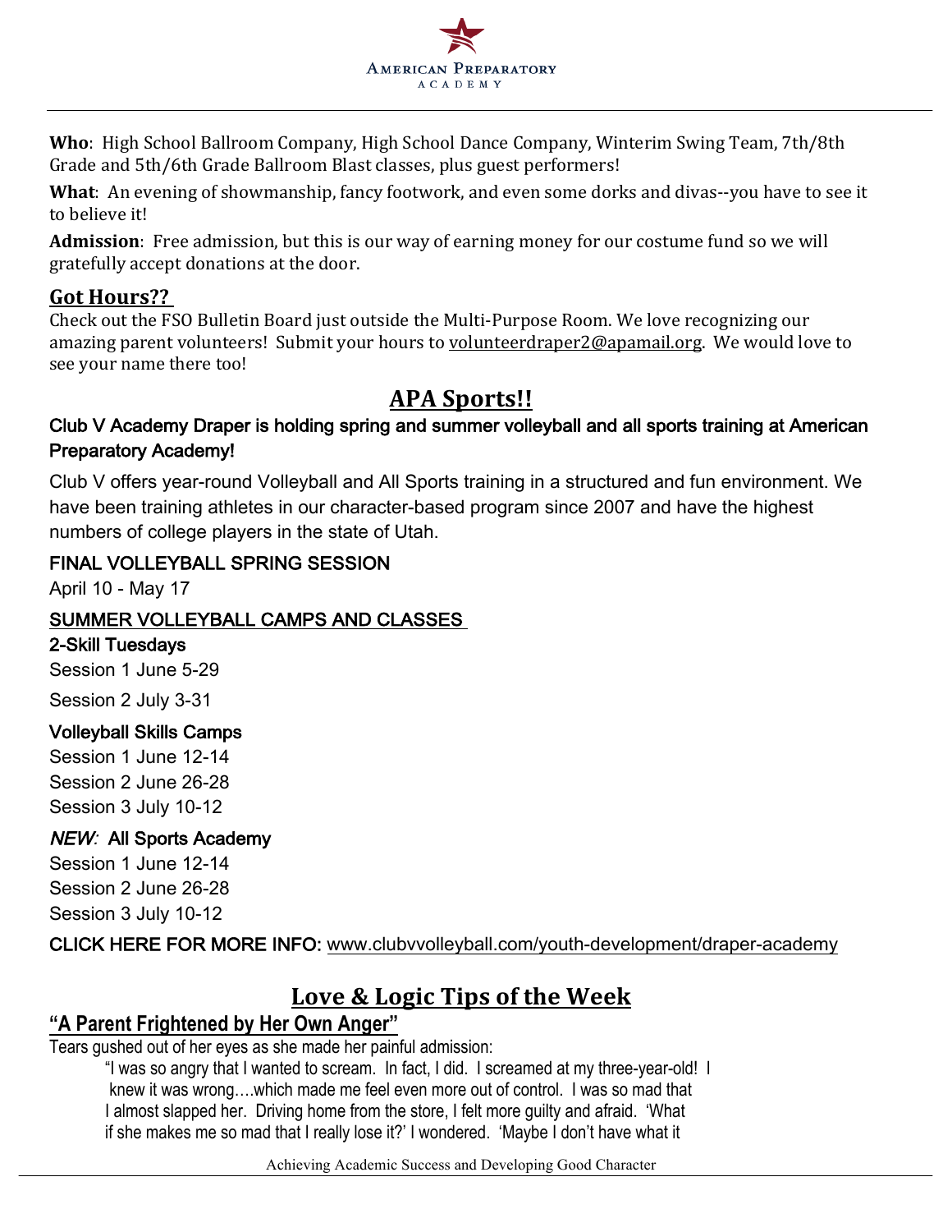**Who**: High School Ballroom Company, High School Dance Company, Winterim Swing Team, 7th/8th Grade and 5th/6th Grade Ballroom Blast classes, plus guest performers!

**What**: An evening of showmanship, fancy footwork, and even some dorks and divas--you have to see it to believe it!

**Admission**: Free admission, but this is our way of earning money for our costume fund so we will gratefully accept donations at the door.

## Got Hours??

Check out the FSO Bulletin Board just outside the Multi-Purpose Room. We love recognizing our amazing parent volunteers! Submit your hours to volunteerdraper2@apamail.org. We would love to see your name there too!

## APA Sports!!

### Club V Academy Draper is holding spring and summer volleyball and all sports training at American Preparatory Academy!

Club V offers year-round Volleyball and All Sports training in a structured and fun environment. We have been training athletes in our character-based program since 2007 and have the highest numbers of college players in the state of Utah.

**FINAL VOLLEYBALL SPRING SESSION**

April 10 - May 17

**SUMMER VOLLEYBALL CAMPS AND CLASSES**

**2-Skill Tuesdays**

Session 1 June 5-29

Session 2 July 3-31

**Volleyball Skills Camps**

Session 1 June 12-14
Session 2 June 26-28
Session 3 July 10-12

***NEW:*** **All Sports Academy**

Session 1 June 12-14
Session 2 June 26-28
Session 3 July 10-12

**CLICK HERE FOR MORE INFO:** www.clubvvolleyball.com/youth-development/draper-academy

## Love & Logic Tips of the Week

### "A Parent Frightened by Her Own Anger"

Tears gushed out of her eyes as she made her painful admission:

> "I was so angry that I wanted to scream. In fact, I did. I screamed at my three-year-old! I knew it was wrong….which made me feel even more out of control. I was so mad that I almost slapped her. Driving home from the store, I felt more guilty and afraid. 'What if she makes me so mad that I really lose it?' I wondered. 'Maybe I don't have what it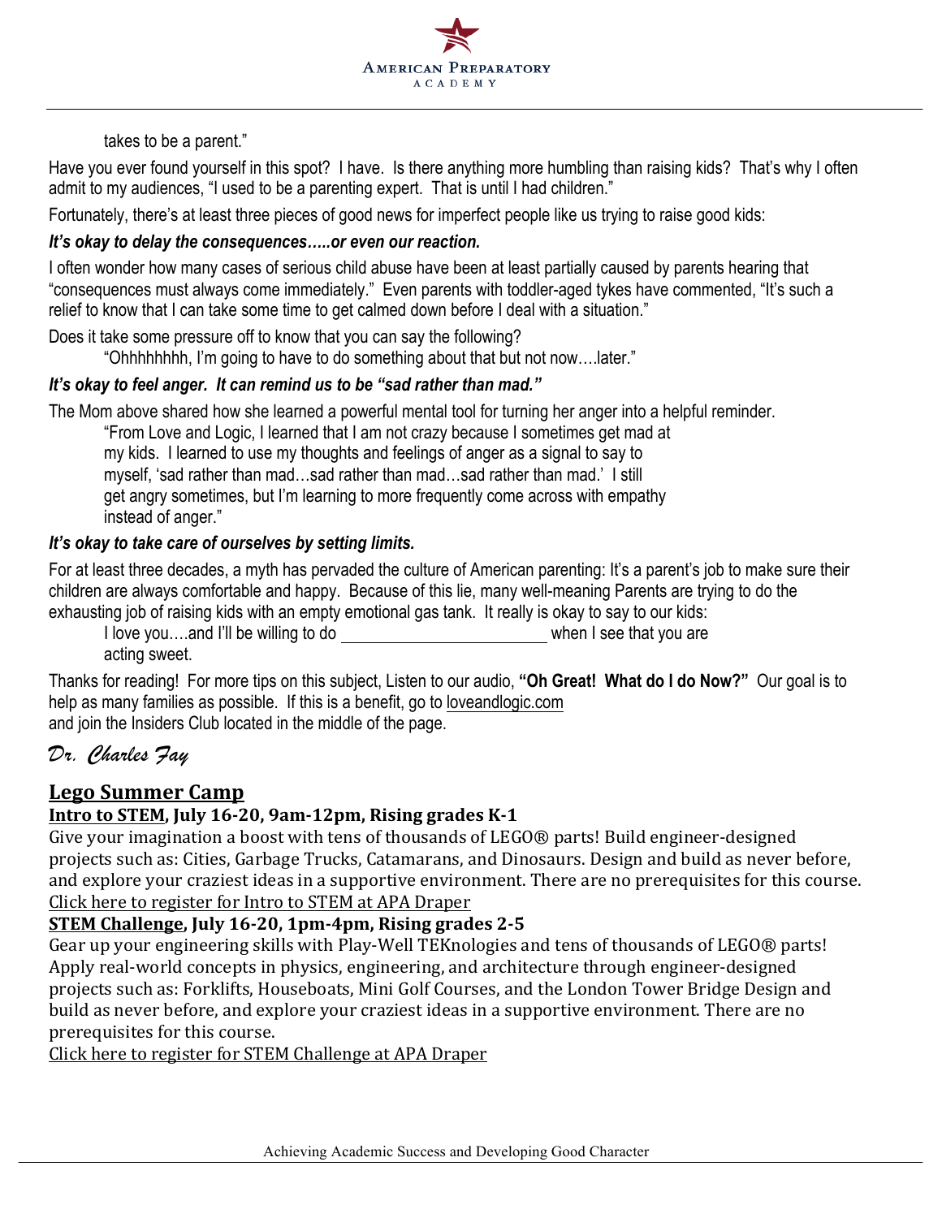takes to be a parent."

Have you ever found yourself in this spot? I have. Is there anything more humbling than raising kids? That's why I often admit to my audiences, "I used to be a parenting expert. That is until I had children."

Fortunately, there's at least three pieces of good news for imperfect people like us trying to raise good kids:

***It's okay to delay the consequences…..or even our reaction.***

I often wonder how many cases of serious child abuse have been at least partially caused by parents hearing that "consequences must always come immediately." Even parents with toddler-aged tykes have commented, "It's such a relief to know that I can take some time to get calmed down before I deal with a situation."

Does it take some pressure off to know that you can say the following?

"Ohhhhhhhh, I'm going to have to do something about that but not now….later."

***It's okay to feel anger. It can remind us to be "sad rather than mad."***

The Mom above shared how she learned a powerful mental tool for turning her anger into a helpful reminder.

"From Love and Logic, I learned that I am not crazy because I sometimes get mad at my kids. I learned to use my thoughts and feelings of anger as a signal to say to myself, 'sad rather than mad…sad rather than mad…sad rather than mad.' I still get angry sometimes, but I'm learning to more frequently come across with empathy instead of anger."

***It's okay to take care of ourselves by setting limits.***

For at least three decades, a myth has pervaded the culture of American parenting: It's a parent's job to make sure their children are always comfortable and happy. Because of this lie, many well-meaning Parents are trying to do the exhausting job of raising kids with an empty emotional gas tank. It really is okay to say to our kids:

I love you….and I'll be willing to do ________________________ when I see that you are acting sweet.

Thanks for reading! For more tips on this subject, Listen to our audio, **"Oh Great! What do I do Now?"** Our goal is to help as many families as possible. If this is a benefit, go to loveandlogic.com and join the Insiders Club located in the middle of the page.

*Dr. Charles Fay*

## Lego Summer Camp

### Intro to STEM, July 16-20, 9am-12pm, Rising grades K-1

Give your imagination a boost with tens of thousands of LEGO® parts! Build engineer-designed projects such as: Cities, Garbage Trucks, Catamarans, and Dinosaurs. Design and build as never before, and explore your craziest ideas in a supportive environment. There are no prerequisites for this course.

Click here to register for Intro to STEM at APA Draper

### STEM Challenge, July 16-20, 1pm-4pm, Rising grades 2-5

Gear up your engineering skills with Play-Well TEKnologies and tens of thousands of LEGO® parts! Apply real-world concepts in physics, engineering, and architecture through engineer-designed projects such as: Forklifts, Houseboats, Mini Golf Courses, and the London Tower Bridge Design and build as never before, and explore your craziest ideas in a supportive environment. There are no prerequisites for this course.

Click here to register for STEM Challenge at APA Draper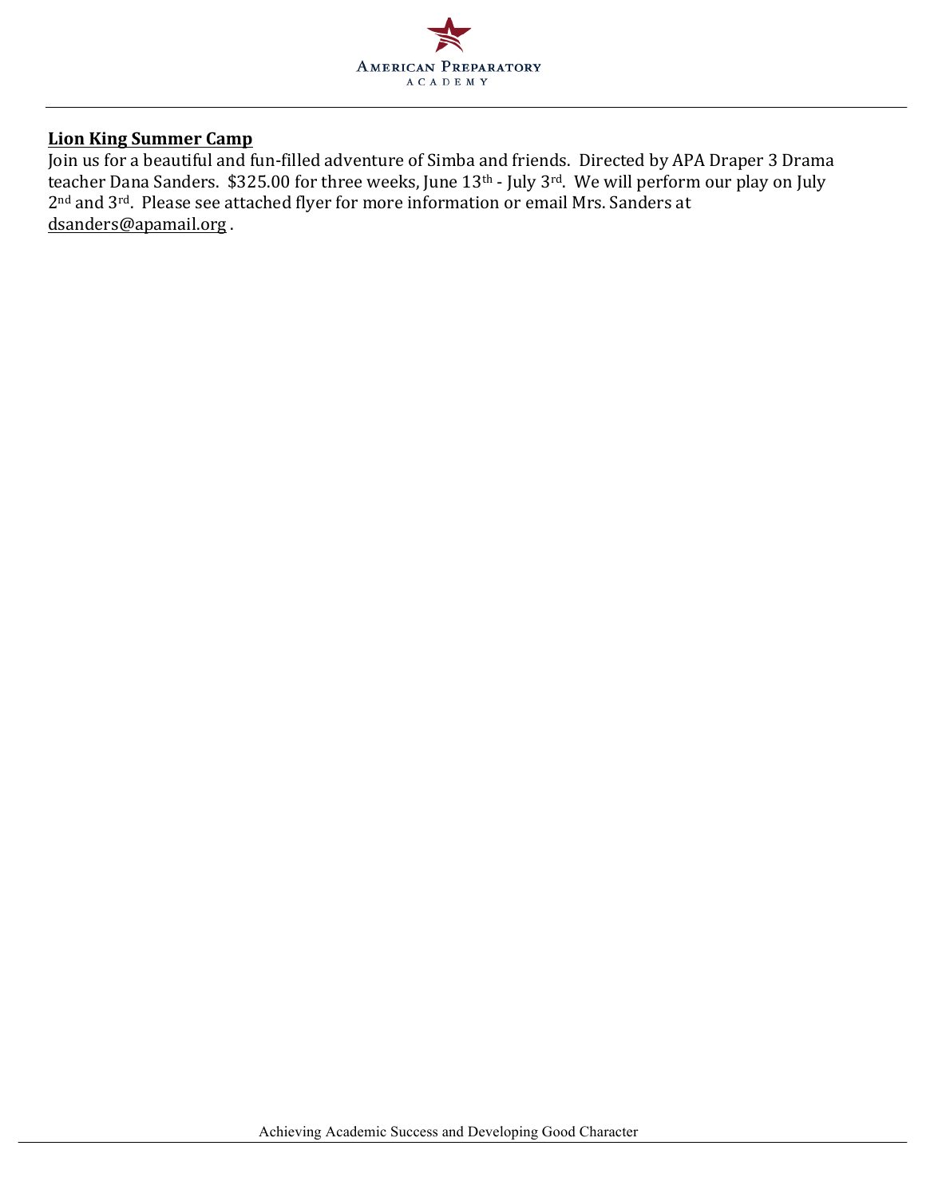**Lion King Summer Camp**

Join us for a beautiful and fun-filled adventure of Simba and friends. Directed by APA Draper 3 Drama teacher Dana Sanders. $325.00 for three weeks, June 13th - July 3rd. We will perform our play on July 2nd and 3rd. Please see attached flyer for more information or email Mrs. Sanders at dsanders@apamail.org .